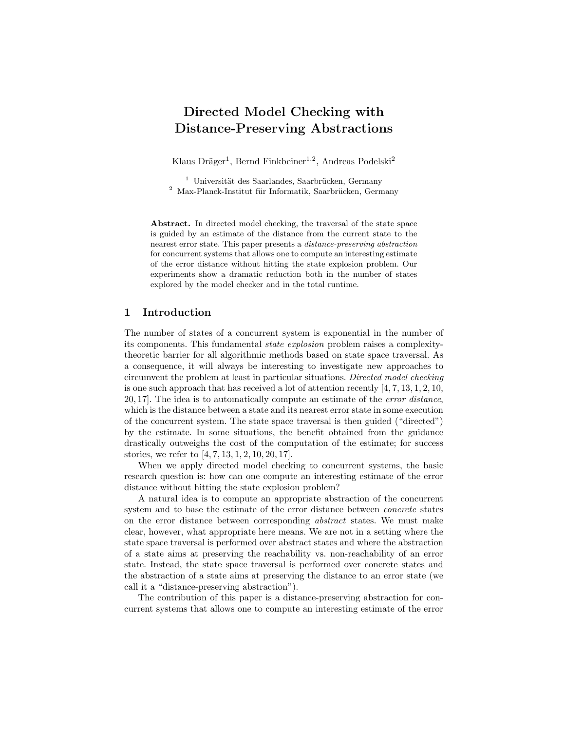# Directed Model Checking with Distance-Preserving Abstractions

Klaus Dräger[1], Bernd Finkbeiner[1,2], Andreas Podelski[2]

[1] Universität des Saarlandes, Saarbrücken, Germany
[2] Max-Planck-Institut für Informatik, Saarbrücken, Germany

**Abstract.** In directed model checking, the traversal of the state space is guided by an estimate of the distance from the current state to the nearest error state. This paper presents a *distance-preserving abstraction* for concurrent systems that allows one to compute an interesting estimate of the error distance without hitting the state explosion problem. Our experiments show a dramatic reduction both in the number of states explored by the model checker and in the total runtime.

## 1 Introduction

The number of states of a concurrent system is exponential in the number of its components. This fundamental *state explosion* problem raises a complexity-theoretic barrier for all algorithmic methods based on state space traversal. As a consequence, it will always be interesting to investigate new approaches to circumvent the problem at least in particular situations. *Directed model checking* is one such approach that has received a lot of attention recently [4, 7, 13, 1, 2, 10, 20, 17]. The idea is to automatically compute an estimate of the *error distance*, which is the distance between a state and its nearest error state in some execution of the concurrent system. The state space traversal is then guided ("directed") by the estimate. In some situations, the benefit obtained from the guidance drastically outweighs the cost of the computation of the estimate; for success stories, we refer to [4, 7, 13, 1, 2, 10, 20, 17].

When we apply directed model checking to concurrent systems, the basic research question is: how can one compute an interesting estimate of the error distance without hitting the state explosion problem?

A natural idea is to compute an appropriate abstraction of the concurrent system and to base the estimate of the error distance between *concrete* states on the error distance between corresponding *abstract* states. We must make clear, however, what appropriate here means. We are not in a setting where the state space traversal is performed over abstract states and where the abstraction of a state aims at preserving the reachability vs. non-reachability of an error state. Instead, the state space traversal is performed over concrete states and the abstraction of a state aims at preserving the distance to an error state (we call it a "distance-preserving abstraction").

The contribution of this paper is a distance-preserving abstraction for concurrent systems that allows one to compute an interesting estimate of the error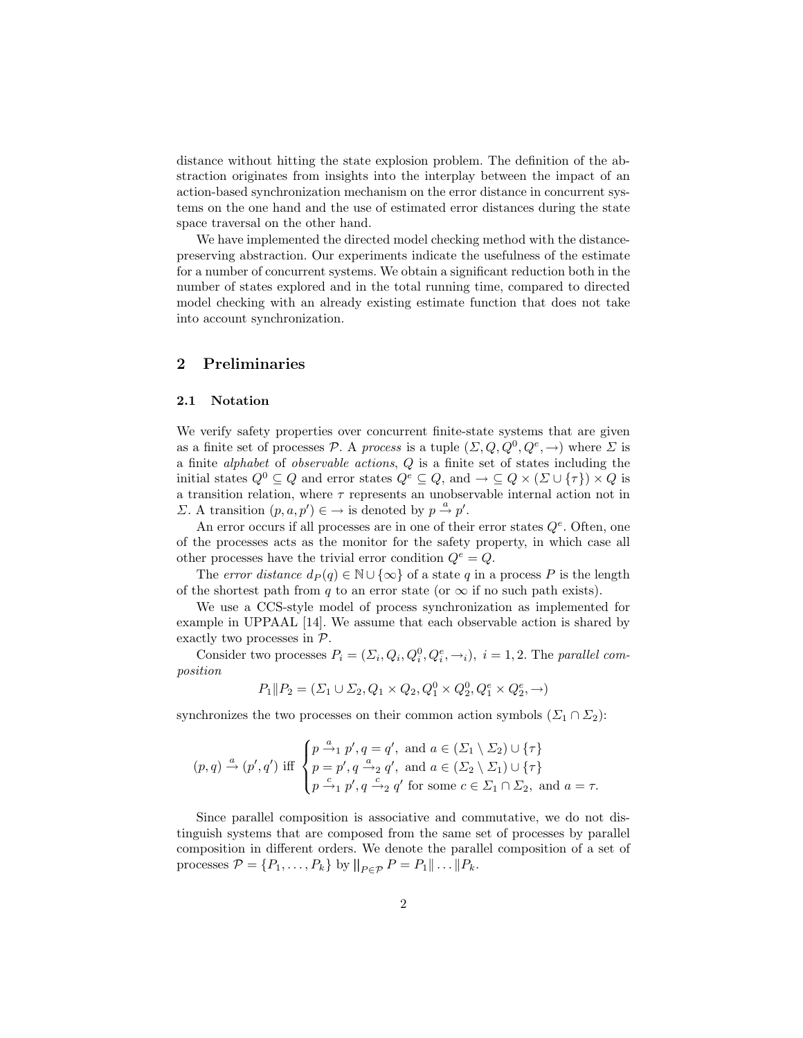distance without hitting the state explosion problem. The definition of the abstraction originates from insights into the interplay between the impact of an action-based synchronization mechanism on the error distance in concurrent systems on the one hand and the use of estimated error distances during the state space traversal on the other hand.

We have implemented the directed model checking method with the distance-preserving abstraction. Our experiments indicate the usefulness of the estimate for a number of concurrent systems. We obtain a significant reduction both in the number of states explored and in the total running time, compared to directed model checking with an already existing estimate function that does not take into account synchronization.

## 2 Preliminaries

### 2.1 Notation

We verify safety properties over concurrent finite-state systems that are given as a finite set of processes $\mathcal{P}$. A *process* is a tuple $(\Sigma, Q, Q^0, Q^e, \rightarrow)$ where $\Sigma$ is a finite *alphabet* of *observable actions*, $Q$ is a finite set of states including the initial states $Q^0 \subseteq Q$ and error states $Q^e \subseteq Q$, and $\rightarrow \subseteq Q \times (\Sigma \cup \{\tau\}) \times Q$ is a transition relation, where $\tau$ represents an unobservable internal action not in $\Sigma$. A transition $(p, a, p') \in \rightarrow$ is denoted by $p \xrightarrow{a} p'$.

An error occurs if all processes are in one of their error states $Q^e$. Often, one of the processes acts as the monitor for the safety property, in which case all other processes have the trivial error condition $Q^e = Q$.

The *error distance* $d_P(q) \in \mathbb{N} \cup \{\infty\}$ of a state $q$ in a process $P$ is the length of the shortest path from $q$ to an error state (or $\infty$ if no such path exists).

We use a CCS-style model of process synchronization as implemented for example in UPPAAL [14]. We assume that each observable action is shared by exactly two processes in $\mathcal{P}$.

Consider two processes $P_i = (\Sigma_i, Q_i, Q_i^0, Q_i^e, \rightarrow_i),\ i = 1, 2$. The *parallel composition*

$$P_1 \| P_2 = (\Sigma_1 \cup \Sigma_2, Q_1 \times Q_2, Q_1^0 \times Q_2^0, Q_1^e \times Q_2^e, \rightarrow)$$

synchronizes the two processes on their common action symbols ($\Sigma_1 \cap \Sigma_2$):

$$(p, q) \xrightarrow{a} (p', q') \text{ iff } \begin{cases} p \xrightarrow{a}_1 p', q = q', \text{ and } a \in (\Sigma_1 \setminus \Sigma_2) \cup \{\tau\} \\ p = p', q \xrightarrow{a}_2 q', \text{ and } a \in (\Sigma_2 \setminus \Sigma_1) \cup \{\tau\} \\ p \xrightarrow{c}_1 p', q \xrightarrow{c}_2 q' \text{ for some } c \in \Sigma_1 \cap \Sigma_2, \text{ and } a = \tau. \end{cases}$$

Since parallel composition is associative and commutative, we do not distinguish systems that are composed from the same set of processes by parallel composition in different orders. We denote the parallel composition of a set of processes $\mathcal{P} = \{P_1, \ldots, P_k\}$ by $\|_{P \in \mathcal{P}} P = P_1 \| \ldots \| P_k$.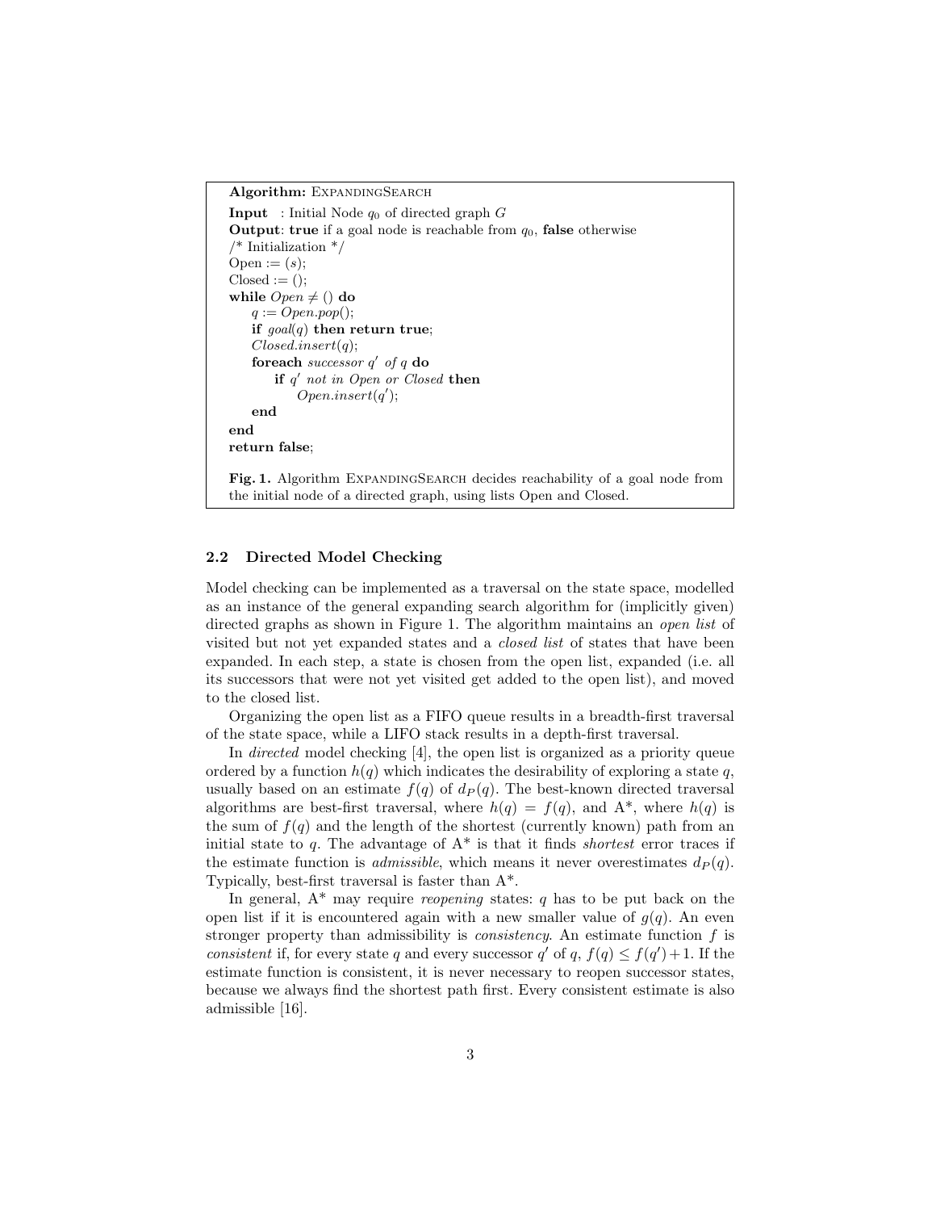**Algorithm:** ExpandingSearch

**Input** : Initial Node $q_0$ of directed graph $G$
**Output**: **true** if a goal node is reachable from $q_0$, **false** otherwise

```
/* Initialization */
Open := (s);
Closed := ();
while Open ≠ () do
    q := Open.pop();
    if goal(q) then return true;
    Closed.insert(q);
    foreach successor q' of q do
        if q' not in Open or Closed then
            Open.insert(q');
    end
end
return false;
```

**Fig. 1.** Algorithm ExpandingSearch decides reachability of a goal node from the initial node of a directed graph, using lists Open and Closed.

### 2.2 Directed Model Checking

Model checking can be implemented as a traversal on the state space, modelled as an instance of the general expanding search algorithm for (implicitly given) directed graphs as shown in Figure 1. The algorithm maintains an *open list* of visited but not yet expanded states and a *closed list* of states that have been expanded. In each step, a state is chosen from the open list, expanded (i.e. all its successors that were not yet visited get added to the open list), and moved to the closed list.

Organizing the open list as a FIFO queue results in a breadth-first traversal of the state space, while a LIFO stack results in a depth-first traversal.

In *directed* model checking [4], the open list is organized as a priority queue ordered by a function $h(q)$ which indicates the desirability of exploring a state $q$, usually based on an estimate $f(q)$ of $d_P(q)$. The best-known directed traversal algorithms are best-first traversal, where $h(q) = f(q)$, and A\*, where $h(q)$ is the sum of $f(q)$ and the length of the shortest (currently known) path from an initial state to $q$. The advantage of A\* is that it finds *shortest* error traces if the estimate function is *admissible*, which means it never overestimates $d_P(q)$. Typically, best-first traversal is faster than A\*.

In general, A\* may require *reopening* states: $q$ has to be put back on the open list if it is encountered again with a new smaller value of $g(q)$. An even stronger property than admissibility is *consistency*. An estimate function $f$ is *consistent* if, for every state $q$ and every successor $q'$ of $q$, $f(q) \leq f(q')+1$. If the estimate function is consistent, it is never necessary to reopen successor states, because we always find the shortest path first. Every consistent estimate is also admissible [16].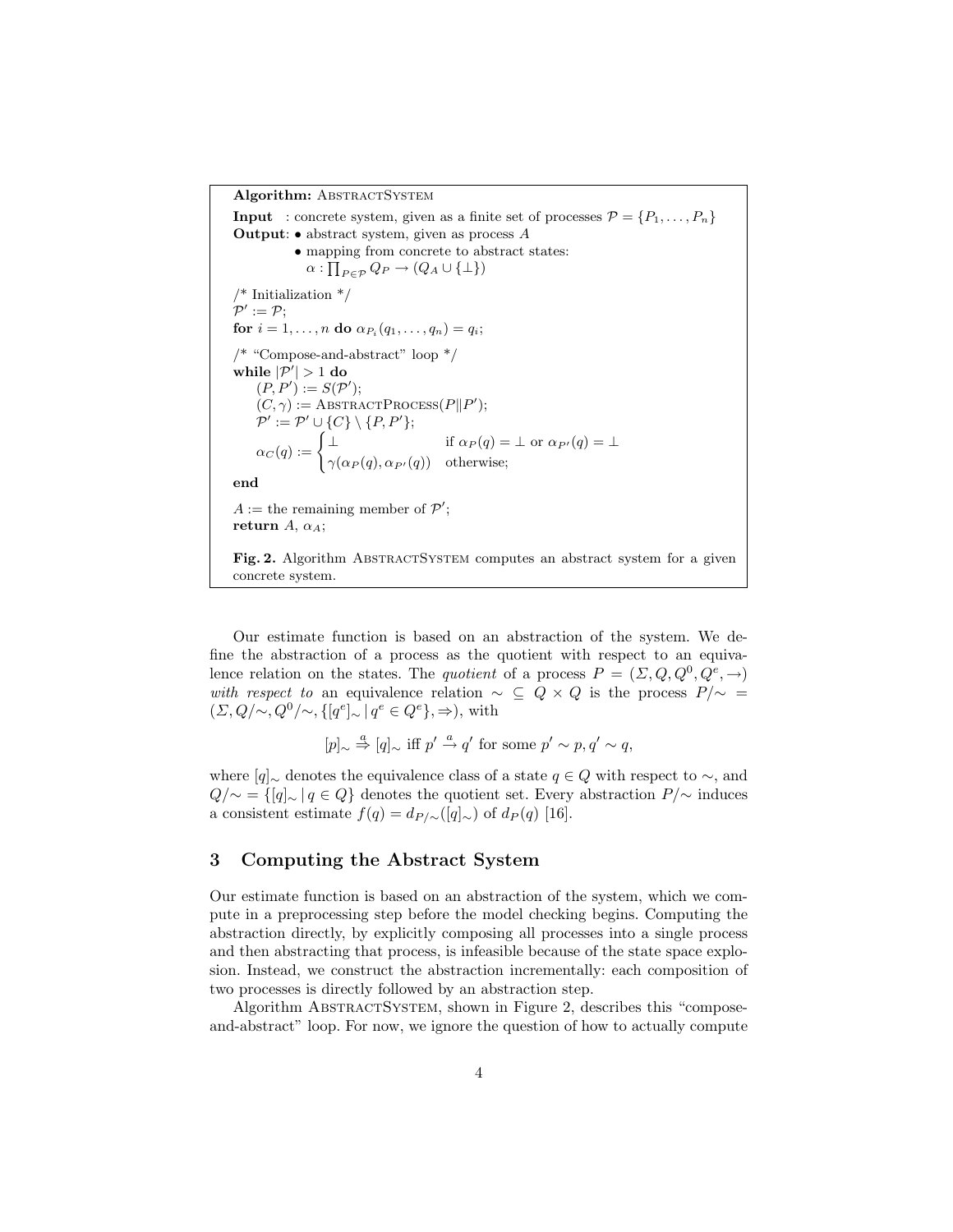**Algorithm:** AbstractSystem

**Input** : concrete system, given as a finite set of processes $\mathcal{P} = \{P_1, \dots, P_n\}$

**Output**: • abstract system, given as process $A$

• mapping from concrete to abstract states:
$\alpha : \prod_{P \in \mathcal{P}} Q_P \to (Q_A \cup \{\bot\})$

```
/* Initialization */
```

$\mathcal{P}' := \mathcal{P}$;

**for** $i = 1, \dots, n$ **do** $\alpha_{P_i}(q_1, \dots, q_n) = q_i$;

```
/* "Compose-and-abstract" loop */
```

**while** $|\mathcal{P}'| > 1$ **do**

$(P, P') := S(\mathcal{P}')$;

$(C, \gamma) :=$ AbstractProcess$(P \| P')$;

$\mathcal{P}' := \mathcal{P}' \cup \{C\} \setminus \{P, P'\}$;

$$\alpha_C(q) := \begin{cases} \bot & \text{if } \alpha_P(q) = \bot \text{ or } \alpha_{P'}(q) = \bot \\ \gamma(\alpha_P(q), \alpha_{P'}(q)) & \text{otherwise;} \end{cases}$$

**end**

$A :=$ the remaining member of $\mathcal{P}'$;

**return** $A$, $\alpha_A$;

**Fig. 2.** Algorithm AbstractSystem computes an abstract system for a given concrete system.

Our estimate function is based on an abstraction of the system. We define the abstraction of a process as the quotient with respect to an equivalence relation on the states. The *quotient* of a process $P = (\Sigma, Q, Q^0, Q^e, \to)$ *with respect to* an equivalence relation $\sim \; \subseteq Q \times Q$ is the process $P/\sim \; = (\Sigma, Q/\sim, Q^0/\sim, \{[q^e]_\sim \,|\, q^e \in Q^e\}, \Rightarrow)$, with

$$[p]_\sim \overset{a}{\Rightarrow} [q]_\sim \text{ iff } p' \overset{a}{\to} q' \text{ for some } p' \sim p, q' \sim q,$$

where $[q]_\sim$ denotes the equivalence class of a state $q \in Q$ with respect to $\sim$, and $Q/\sim \; = \{[q]_\sim \,|\, q \in Q\}$ denotes the quotient set. Every abstraction $P/\sim$ induces a consistent estimate $f(q) = d_{P/\sim}([q]_\sim)$ of $d_P(q)$ [16].

## 3 Computing the Abstract System

Our estimate function is based on an abstraction of the system, which we compute in a preprocessing step before the model checking begins. Computing the abstraction directly, by explicitly composing all processes into a single process and then abstracting that process, is infeasible because of the state space explosion. Instead, we construct the abstraction incrementally: each composition of two processes is directly followed by an abstraction step.

Algorithm AbstractSystem, shown in Figure 2, describes this "compose-and-abstract" loop. For now, we ignore the question of how to actually compute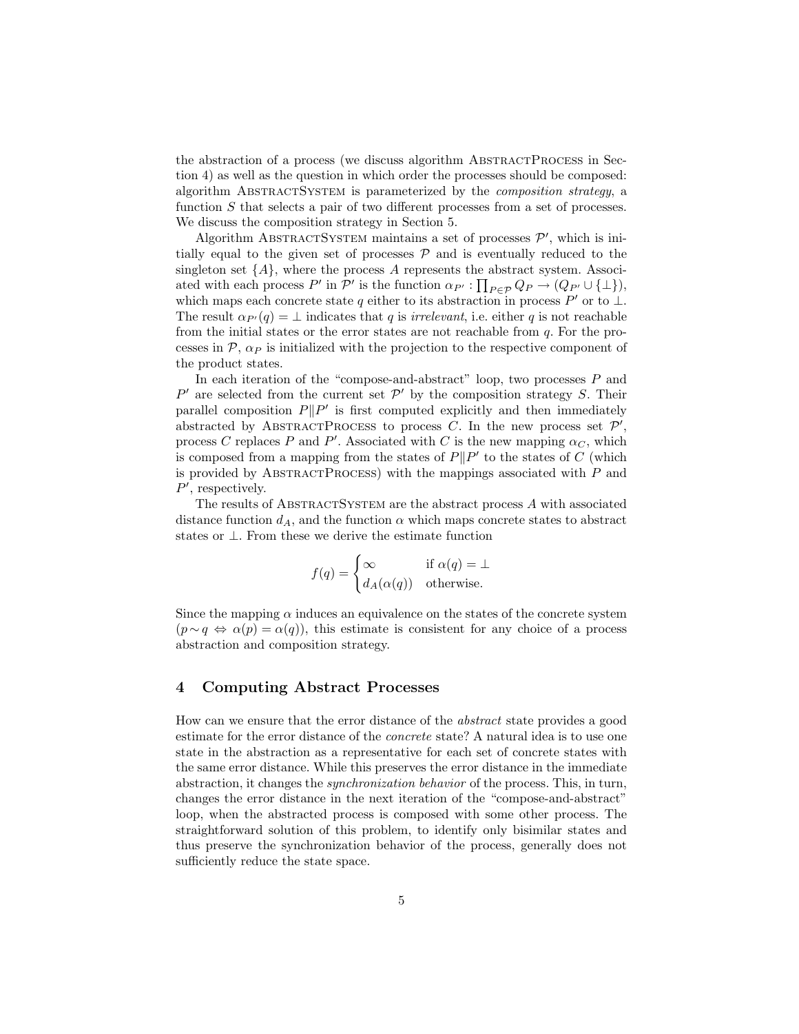the abstraction of a process (we discuss algorithm AbstractProcess in Section 4) as well as the question in which order the processes should be composed: algorithm AbstractSystem is parameterized by the *composition strategy*, a function $S$ that selects a pair of two different processes from a set of processes. We discuss the composition strategy in Section 5.

Algorithm AbstractSystem maintains a set of processes $\mathcal{P}'$, which is initially equal to the given set of processes $\mathcal{P}$ and is eventually reduced to the singleton set $\{A\}$, where the process $A$ represents the abstract system. Associated with each process $P'$ in $\mathcal{P}'$ is the function $\alpha_{P'} : \prod_{P \in \mathcal{P}} Q_P \to (Q_{P'} \cup \{\bot\})$, which maps each concrete state $q$ either to its abstraction in process $P'$ or to $\bot$. The result $\alpha_{P'}(q) = \bot$ indicates that $q$ is *irrelevant*, i.e. either $q$ is not reachable from the initial states or the error states are not reachable from $q$. For the processes in $\mathcal{P}$, $\alpha_P$ is initialized with the projection to the respective component of the product states.

In each iteration of the "compose-and-abstract" loop, two processes $P$ and $P'$ are selected from the current set $\mathcal{P}'$ by the composition strategy $S$. Their parallel composition $P \| P'$ is first computed explicitly and then immediately abstracted by AbstractProcess to process $C$. In the new process set $\mathcal{P}'$, process $C$ replaces $P$ and $P'$. Associated with $C$ is the new mapping $\alpha_C$, which is composed from a mapping from the states of $P \| P'$ to the states of $C$ (which is provided by AbstractProcess) with the mappings associated with $P$ and $P'$, respectively.

The results of AbstractSystem are the abstract process $A$ with associated distance function $d_A$, and the function $\alpha$ which maps concrete states to abstract states or $\bot$. From these we derive the estimate function

$$f(q) = \begin{cases} \infty & \text{if } \alpha(q) = \bot \\ d_A(\alpha(q)) & \text{otherwise.} \end{cases}$$

Since the mapping $\alpha$ induces an equivalence on the states of the concrete system ($p \sim q \Leftrightarrow \alpha(p) = \alpha(q)$), this estimate is consistent for any choice of a process abstraction and composition strategy.

## 4 Computing Abstract Processes

How can we ensure that the error distance of the *abstract* state provides a good estimate for the error distance of the *concrete* state? A natural idea is to use one state in the abstraction as a representative for each set of concrete states with the same error distance. While this preserves the error distance in the immediate abstraction, it changes the *synchronization behavior* of the process. This, in turn, changes the error distance in the next iteration of the "compose-and-abstract" loop, when the abstracted process is composed with some other process. The straightforward solution of this problem, to identify only bisimilar states and thus preserve the synchronization behavior of the process, generally does not sufficiently reduce the state space.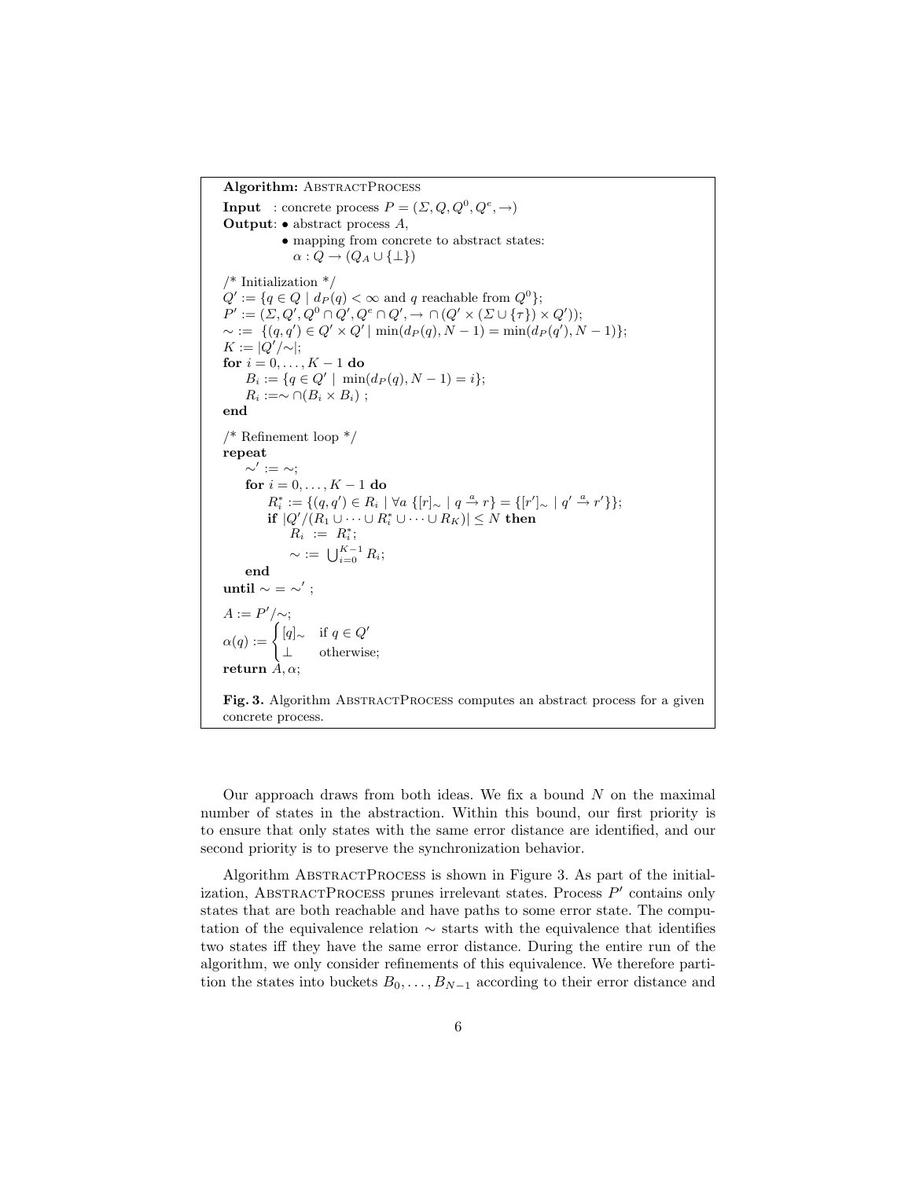```
Algorithm: AbstractProcess
Input  : concrete process P = (Σ, Q, Q^0, Q^e, →)
Output: • abstract process A,
        • mapping from concrete to abstract states:
          α : Q → (Q_A ∪ {⊥})

/* Initialization */
Q' := {q ∈ Q | d_P(q) < ∞ and q reachable from Q^0};
P' := (Σ, Q', Q^0 ∩ Q', Q^e ∩ Q', → ∩ (Q' × (Σ ∪ {τ}) × Q'));
∼ := {(q, q') ∈ Q' × Q' | min(d_P(q), N − 1) = min(d_P(q'), N − 1)};
K := |Q'/∼|;
for i = 0, ..., K − 1 do
    B_i := {q ∈ Q' | min(d_P(q), N − 1) = i};
    R_i := ∼ ∩ (B_i × B_i) ;
end

/* Refinement loop */
repeat
    ∼' := ∼;
    for i = 0, ..., K − 1 do
        R_i^* := {(q, q') ∈ R_i | ∀a {[r]_∼ | q –a→ r} = {[r']_∼ | q' –a→ r'}};
        if |Q'/(R_1 ∪ ··· ∪ R_i^* ∪ ··· ∪ R_K)| ≤ N then
            R_i := R_i^*;
            ∼ := ⋃_{i=0}^{K−1} R_i;
    end
until ∼ = ∼' ;

A := P'/∼;
α(q) := { [q]_∼   if q ∈ Q'
        { ⊥       otherwise;
return A, α;
```

**Fig. 3.** Algorithm AbstractProcess computes an abstract process for a given concrete process.

Our approach draws from both ideas. We fix a bound $N$ on the maximal number of states in the abstraction. Within this bound, our first priority is to ensure that only states with the same error distance are identified, and our second priority is to preserve the synchronization behavior.

Algorithm AbstractProcess is shown in Figure 3. As part of the initialization, AbstractProcess prunes irrelevant states. Process $P'$ contains only states that are both reachable and have paths to some error state. The computation of the equivalence relation $\sim$ starts with the equivalence that identifies two states iff they have the same error distance. During the entire run of the algorithm, we only consider refinements of this equivalence. We therefore partition the states into buckets $B_0, \ldots, B_{N-1}$ according to their error distance and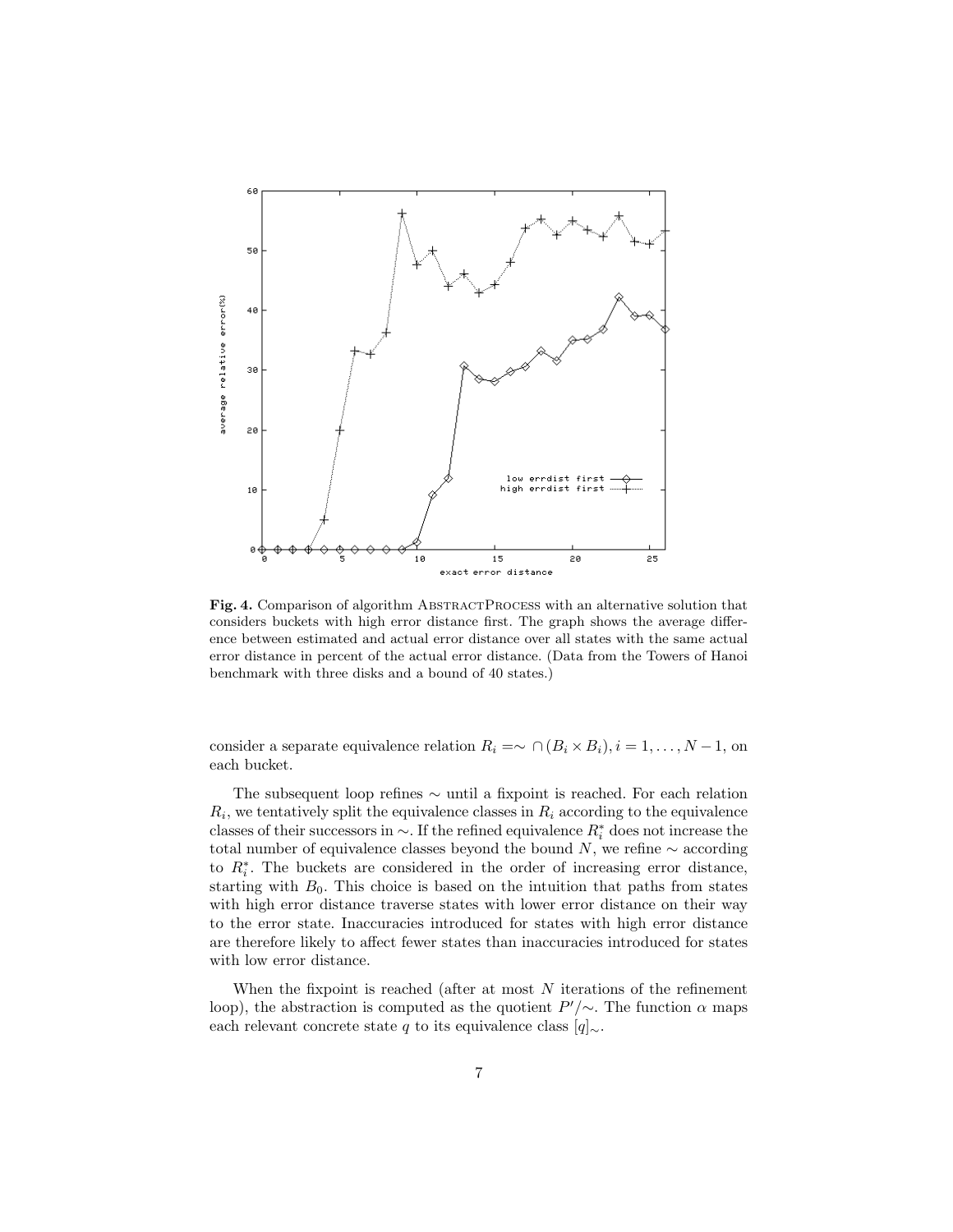**Fig. 4.** Comparison of algorithm AbstractProcess with an alternative solution that considers buckets with high error distance first. The graph shows the average difference between estimated and actual error distance over all states with the same actual error distance in percent of the actual error distance. (Data from the Towers of Hanoi benchmark with three disks and a bound of 40 states.)

consider a separate equivalence relation $R_i = \sim \cap (B_i \times B_i), i = 1, \ldots, N-1$, on each bucket.

The subsequent loop refines $\sim$ until a fixpoint is reached. For each relation $R_i$, we tentatively split the equivalence classes in $R_i$ according to the equivalence classes of their successors in $\sim$. If the refined equivalence $R_i^*$ does not increase the total number of equivalence classes beyond the bound $N$, we refine $\sim$ according to $R_i^*$. The buckets are considered in the order of increasing error distance, starting with $B_0$. This choice is based on the intuition that paths from states with high error distance traverse states with lower error distance on their way to the error state. Inaccuracies introduced for states with high error distance are therefore likely to affect fewer states than inaccuracies introduced for states with low error distance.

When the fixpoint is reached (after at most $N$ iterations of the refinement loop), the abstraction is computed as the quotient $P'/\sim$. The function $\alpha$ maps each relevant concrete state $q$ to its equivalence class $[q]_\sim$.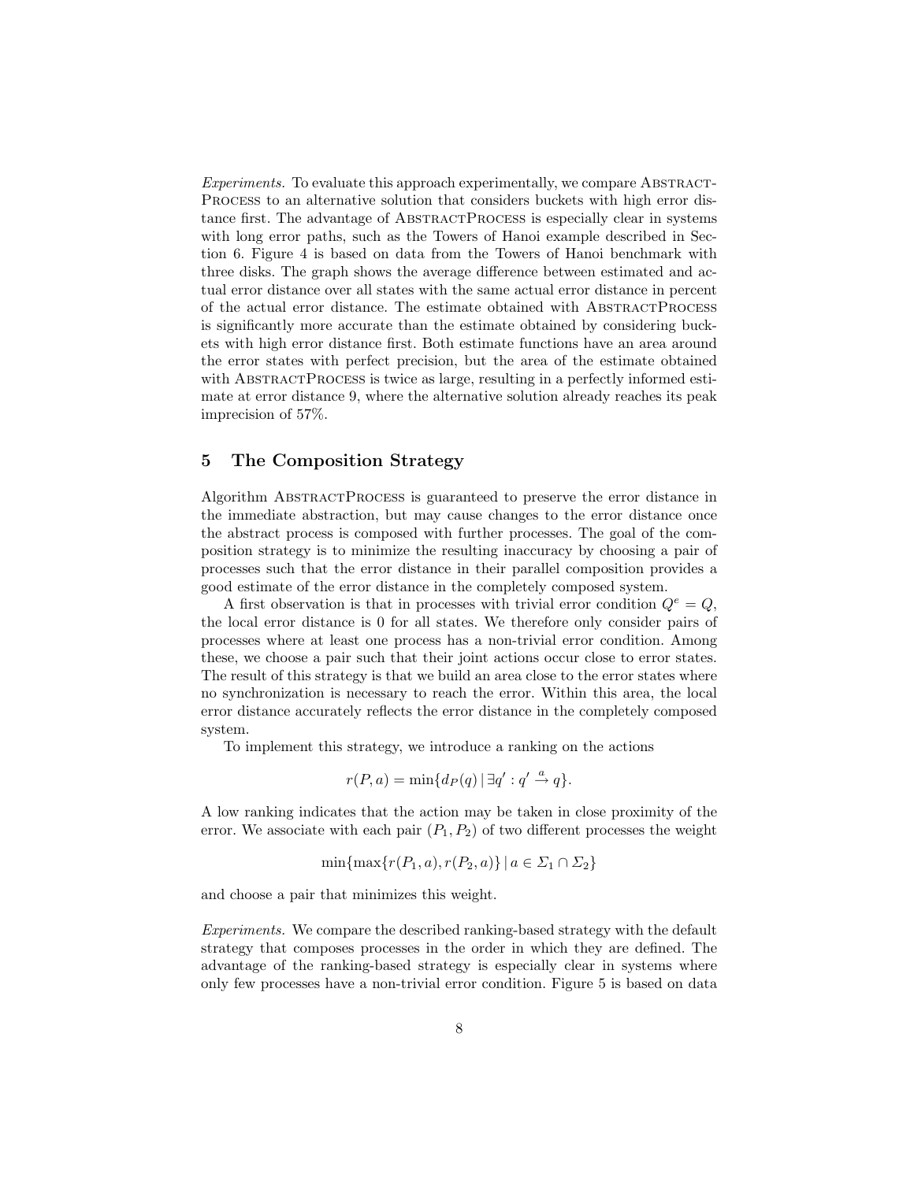*Experiments.* To evaluate this approach experimentally, we compare AbstractProcess to an alternative solution that considers buckets with high error distance first. The advantage of AbstractProcess is especially clear in systems with long error paths, such as the Towers of Hanoi example described in Section 6. Figure 4 is based on data from the Towers of Hanoi benchmark with three disks. The graph shows the average difference between estimated and actual error distance over all states with the same actual error distance in percent of the actual error distance. The estimate obtained with AbstractProcess is significantly more accurate than the estimate obtained by considering buckets with high error distance first. Both estimate functions have an area around the error states with perfect precision, but the area of the estimate obtained with AbstractProcess is twice as large, resulting in a perfectly informed estimate at error distance 9, where the alternative solution already reaches its peak imprecision of 57%.

## 5 The Composition Strategy

Algorithm AbstractProcess is guaranteed to preserve the error distance in the immediate abstraction, but may cause changes to the error distance once the abstract process is composed with further processes. The goal of the composition strategy is to minimize the resulting inaccuracy by choosing a pair of processes such that the error distance in their parallel composition provides a good estimate of the error distance in the completely composed system.

A first observation is that in processes with trivial error condition $Q^e = Q$, the local error distance is 0 for all states. We therefore only consider pairs of processes where at least one process has a non-trivial error condition. Among these, we choose a pair such that their joint actions occur close to error states. The result of this strategy is that we build an area close to the error states where no synchronization is necessary to reach the error. Within this area, the local error distance accurately reflects the error distance in the completely composed system.

To implement this strategy, we introduce a ranking on the actions

$$r(P, a) = \min\{d_P(q) \mid \exists q' : q' \xrightarrow{a} q\}.$$

A low ranking indicates that the action may be taken in close proximity of the error. We associate with each pair $(P_1, P_2)$ of two different processes the weight

$$\min\{\max\{r(P_1, a), r(P_2, a)\} \mid a \in \Sigma_1 \cap \Sigma_2\}$$

and choose a pair that minimizes this weight.

*Experiments.* We compare the described ranking-based strategy with the default strategy that composes processes in the order in which they are defined. The advantage of the ranking-based strategy is especially clear in systems where only few processes have a non-trivial error condition. Figure 5 is based on data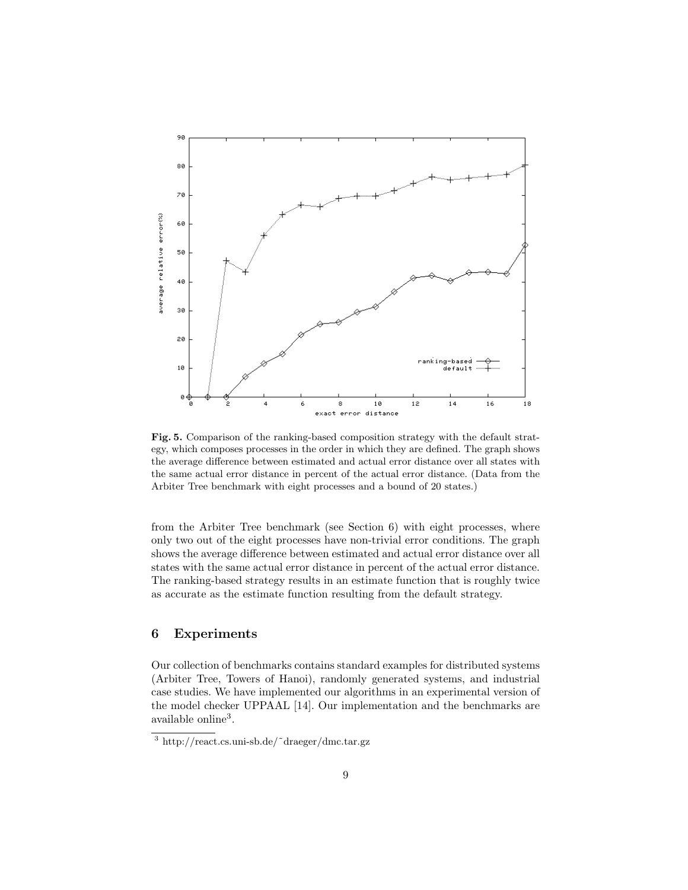**Fig. 5.** Comparison of the ranking-based composition strategy with the default strategy, which composes processes in the order in which they are defined. The graph shows the average difference between estimated and actual error distance over all states with the same actual error distance in percent of the actual error distance. (Data from the Arbiter Tree benchmark with eight processes and a bound of 20 states.)

from the Arbiter Tree benchmark (see Section 6) with eight processes, where only two out of the eight processes have non-trivial error conditions. The graph shows the average difference between estimated and actual error distance over all states with the same actual error distance in percent of the actual error distance. The ranking-based strategy results in an estimate function that is roughly twice as accurate as the estimate function resulting from the default strategy.

## 6 Experiments

Our collection of benchmarks contains standard examples for distributed systems (Arbiter Tree, Towers of Hanoi), randomly generated systems, and industrial case studies. We have implemented our algorithms in an experimental version of the model checker UPPAAL [14]. Our implementation and the benchmarks are available online[3].

[3] http://react.cs.uni-sb.de/~draeger/dmc.tar.gz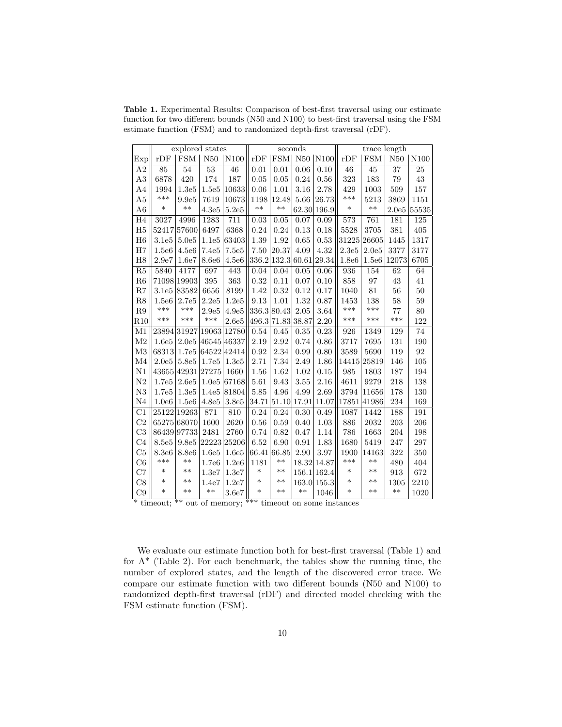**Table 1.** Experimental Results: Comparison of best-first traversal using our estimate function for two different bounds (N50 and N100) to best-first traversal using the FSM estimate function (FSM) and to randomized depth-first traversal (rDF).

| | explored states | | | | seconds | | | | trace length | | | |
|---|---|---|---|---|---|---|---|---|---|---|---|---|
| Exp | rDF | FSM | N50 | N100 | rDF | FSM | N50 | N100 | rDF | FSM | N50 | N100 |
| A2 | 85 | 54 | 53 | 46 | 0.01 | 0.01 | 0.06 | 0.10 | 46 | 45 | 37 | 25 |
| A3 | 6878 | 420 | 174 | 187 | 0.05 | 0.05 | 0.24 | 0.56 | 323 | 183 | 79 | 43 |
| A4 | 1994 | 1.3e5 | 1.5e5 | 10633 | 0.06 | 1.01 | 3.16 | 2.78 | 429 | 1003 | 509 | 157 |
| A5 | *** | 9.9e5 | 7619 | 10673 | 1198 | 12.48 | 5.66 | 26.73 | *** | 5213 | 3869 | 1151 |
| A6 | * | ** | 4.3e5 | 5.2e5 | ** | ** | 62.30 | 196.9 | * | ** | 2.0e5 | 55535 |
| H4 | 3027 | 4996 | 1283 | 711 | 0.03 | 0.05 | 0.07 | 0.09 | 573 | 761 | 181 | 125 |
| H5 | 52417 | 57600 | 6497 | 6368 | 0.24 | 0.24 | 0.13 | 0.18 | 5528 | 3705 | 381 | 405 |
| H6 | 3.1e5 | 5.0e5 | 1.1e5 | 63403 | 1.39 | 1.92 | 0.65 | 0.53 | 31225 | 26605 | 1445 | 1317 |
| H7 | 1.5e6 | 4.5e6 | 7.4e5 | 7.5e5 | 7.50 | 20.37 | 4.09 | 4.32 | 2.3e5 | 2.0e5 | 3377 | 3177 |
| H8 | 2.9e7 | 1.6e7 | 8.6e6 | 4.5e6 | 336.2 | 132.3 | 60.61 | 29.34 | 1.8e6 | 1.5e6 | 12073 | 6705 |
| R5 | 5840 | 4177 | 697 | 443 | 0.04 | 0.04 | 0.05 | 0.06 | 936 | 154 | 62 | 64 |
| R6 | 71098 | 19903 | 395 | 363 | 0.32 | 0.11 | 0.07 | 0.10 | 858 | 97 | 43 | 41 |
| R7 | 3.1e5 | 83582 | 6656 | 8199 | 1.42 | 0.32 | 0.12 | 0.17 | 1040 | 81 | 56 | 50 |
| R8 | 1.5e6 | 2.7e5 | 2.2e5 | 1.2e5 | 9.13 | 1.01 | 1.32 | 0.87 | 1453 | 138 | 58 | 59 |
| R9 | *** | *** | 2.9e5 | 4.9e5 | 336.3 | 80.43 | 2.05 | 3.64 | *** | *** | 77 | 80 |
| R10 | *** | *** | *** | 2.6e5 | 496.3 | 71.83 | 38.87 | 2.20 | *** | *** | *** | 122 |
| M1 | 23894 | 31927 | 19063 | 12780 | 0.54 | 0.45 | 0.35 | 0.23 | 926 | 1349 | 129 | 74 |
| M2 | 1.6e5 | 2.0e5 | 46545 | 46337 | 2.19 | 2.92 | 0.74 | 0.86 | 3717 | 7695 | 131 | 190 |
| M3 | 68313 | 1.7e5 | 64522 | 42414 | 0.92 | 2.34 | 0.99 | 0.80 | 3589 | 5690 | 119 | 92 |
| M4 | 2.0e5 | 5.8e5 | 1.7e5 | 1.3e5 | 2.71 | 7.34 | 2.49 | 1.86 | 14415 | 25819 | 146 | 105 |
| N1 | 43655 | 42931 | 27275 | 1660 | 1.56 | 1.62 | 1.02 | 0.15 | 985 | 1803 | 187 | 194 |
| N2 | 1.7e5 | 2.6e5 | 1.0e5 | 67168 | 5.61 | 9.43 | 3.55 | 2.16 | 4611 | 9279 | 218 | 138 |
| N3 | 1.7e5 | 1.3e5 | 1.4e5 | 81804 | 5.85 | 4.96 | 4.99 | 2.69 | 3794 | 11656 | 178 | 130 |
| N4 | 1.0e6 | 1.5e6 | 4.8e5 | 3.8e5 | 34.71 | 51.10 | 17.91 | 11.07 | 17851 | 41986 | 234 | 169 |
| C1 | 25122 | 19263 | 871 | 810 | 0.24 | 0.24 | 0.30 | 0.49 | 1087 | 1442 | 188 | 191 |
| C2 | 65275 | 68070 | 1600 | 2620 | 0.56 | 0.59 | 0.40 | 1.03 | 886 | 2032 | 203 | 206 |
| C3 | 86439 | 97733 | 2481 | 2760 | 0.74 | 0.82 | 0.47 | 1.14 | 786 | 1663 | 204 | 198 |
| C4 | 8.5e5 | 9.8e5 | 22223 | 25206 | 6.52 | 6.90 | 0.91 | 1.83 | 1680 | 5419 | 247 | 297 |
| C5 | 8.3e6 | 8.8e6 | 1.6e5 | 1.6e5 | 66.41 | 66.85 | 2.90 | 3.97 | 1900 | 14163 | 322 | 350 |
| C6 | *** | ** | 1.7e6 | 1.2e6 | 1181 | ** | 18.32 | 14.87 | *** | ** | 480 | 404 |
| C7 | * | ** | 1.3e7 | 1.3e7 | * | ** | 156.1 | 162.4 | * | ** | 913 | 672 |
| C8 | * | ** | 1.4e7 | 1.2e7 | * | ** | 163.0 | 155.3 | * | ** | 1305 | 2210 |
| C9 | * | ** | ** | 3.6e7 | * | ** | ** | 1046 | * | ** | ** | 1020 |

* timeout; ** out of memory; *** timeout on some instances

We evaluate our estimate function both for best-first traversal (Table 1) and for A* (Table 2). For each benchmark, the tables show the running time, the number of explored states, and the length of the discovered error trace. We compare our estimate function with two different bounds (N50 and N100) to randomized depth-first traversal (rDF) and directed model checking with the FSM estimate function (FSM).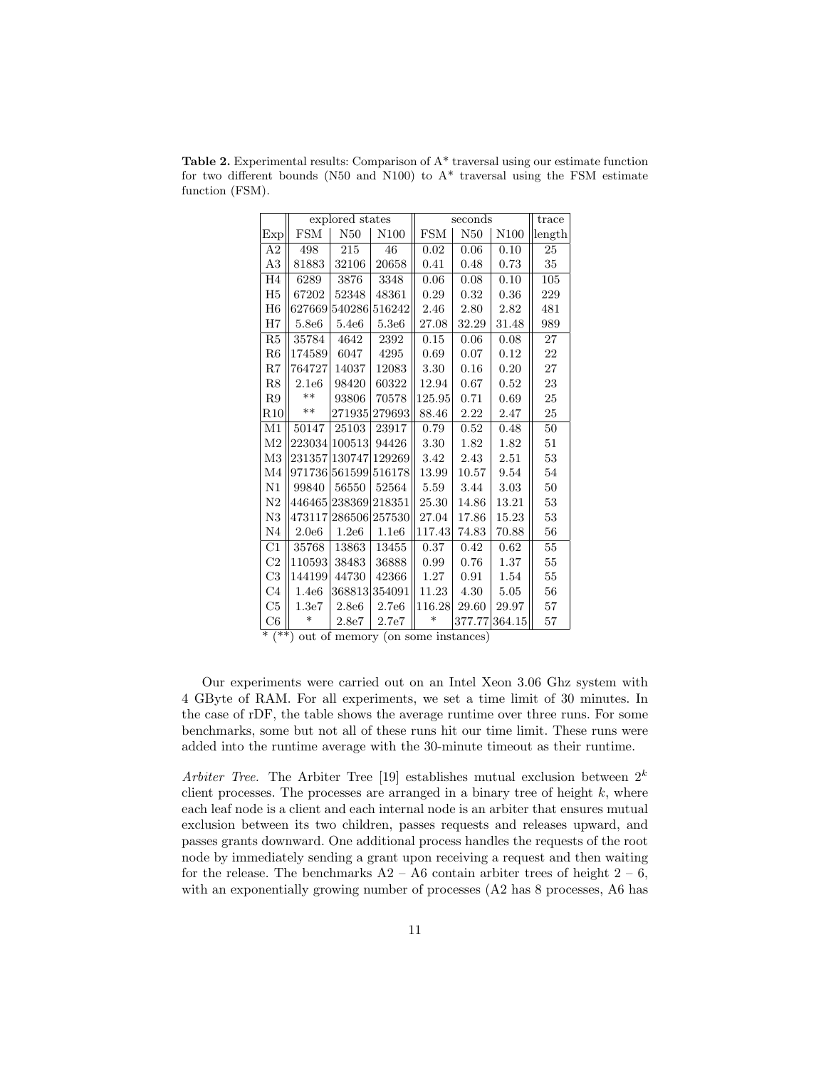**Table 2.** Experimental results: Comparison of A* traversal using our estimate function for two different bounds (N50 and N100) to A* traversal using the FSM estimate function (FSM).

| | explored states | | | seconds | | | trace |
|---|---|---|---|---|---|---|---|
| Exp | FSM | N50 | N100 | FSM | N50 | N100 | length |
| A2 | 498 | 215 | 46 | 0.02 | 0.06 | 0.10 | 25 |
| A3 | 81883 | 32106 | 20658 | 0.41 | 0.48 | 0.73 | 35 |
| H4 | 6289 | 3876 | 3348 | 0.06 | 0.08 | 0.10 | 105 |
| H5 | 67202 | 52348 | 48361 | 0.29 | 0.32 | 0.36 | 229 |
| H6 | 627669 | 540286 | 516242 | 2.46 | 2.80 | 2.82 | 481 |
| H7 | 5.8e6 | 5.4e6 | 5.3e6 | 27.08 | 32.29 | 31.48 | 989 |
| R5 | 35784 | 4642 | 2392 | 0.15 | 0.06 | 0.08 | 27 |
| R6 | 174589 | 6047 | 4295 | 0.69 | 0.07 | 0.12 | 22 |
| R7 | 764727 | 14037 | 12083 | 3.30 | 0.16 | 0.20 | 27 |
| R8 | 2.1e6 | 98420 | 60322 | 12.94 | 0.67 | 0.52 | 23 |
| R9 | ** | 93806 | 70578 | 125.95 | 0.71 | 0.69 | 25 |
| R10 | ** | 271935 | 279693 | 88.46 | 2.22 | 2.47 | 25 |
| M1 | 50147 | 25103 | 23917 | 0.79 | 0.52 | 0.48 | 50 |
| M2 | 223034 | 100513 | 94426 | 3.30 | 1.82 | 1.82 | 51 |
| M3 | 231357 | 130747 | 129269 | 3.42 | 2.43 | 2.51 | 53 |
| M4 | 971736 | 561599 | 516178 | 13.99 | 10.57 | 9.54 | 54 |
| N1 | 99840 | 56550 | 52564 | 5.59 | 3.44 | 3.03 | 50 |
| N2 | 446465 | 238369 | 218351 | 25.30 | 14.86 | 13.21 | 53 |
| N3 | 473117 | 286506 | 257530 | 27.04 | 17.86 | 15.23 | 53 |
| N4 | 2.0e6 | 1.2e6 | 1.1e6 | 117.43 | 74.83 | 70.88 | 56 |
| C1 | 35768 | 13863 | 13455 | 0.37 | 0.42 | 0.62 | 55 |
| C2 | 110593 | 38483 | 36888 | 0.99 | 0.76 | 1.37 | 55 |
| C3 | 144199 | 44730 | 42366 | 1.27 | 0.91 | 1.54 | 55 |
| C4 | 1.4e6 | 368813 | 354091 | 11.23 | 4.30 | 5.05 | 56 |
| C5 | 1.3e7 | 2.8e6 | 2.7e6 | 116.28 | 29.60 | 29.97 | 57 |
| C6 | * | 2.8e7 | 2.7e7 | * | 377.77 | 364.15 | 57 |

\* (**) out of memory (on some instances)

Our experiments were carried out on an Intel Xeon 3.06 Ghz system with 4 GByte of RAM. For all experiments, we set a time limit of 30 minutes. In the case of rDF, the table shows the average runtime over three runs. For some benchmarks, some but not all of these runs hit our time limit. These runs were added into the runtime average with the 30-minute timeout as their runtime.

*Arbiter Tree.* The Arbiter Tree [19] establishes mutual exclusion between $2^k$ client processes. The processes are arranged in a binary tree of height $k$, where each leaf node is a client and each internal node is an arbiter that ensures mutual exclusion between its two children, passes requests and releases upward, and passes grants downward. One additional process handles the requests of the root node by immediately sending a grant upon receiving a request and then waiting for the release. The benchmarks A2 – A6 contain arbiter trees of height 2 – 6, with an exponentially growing number of processes (A2 has 8 processes, A6 has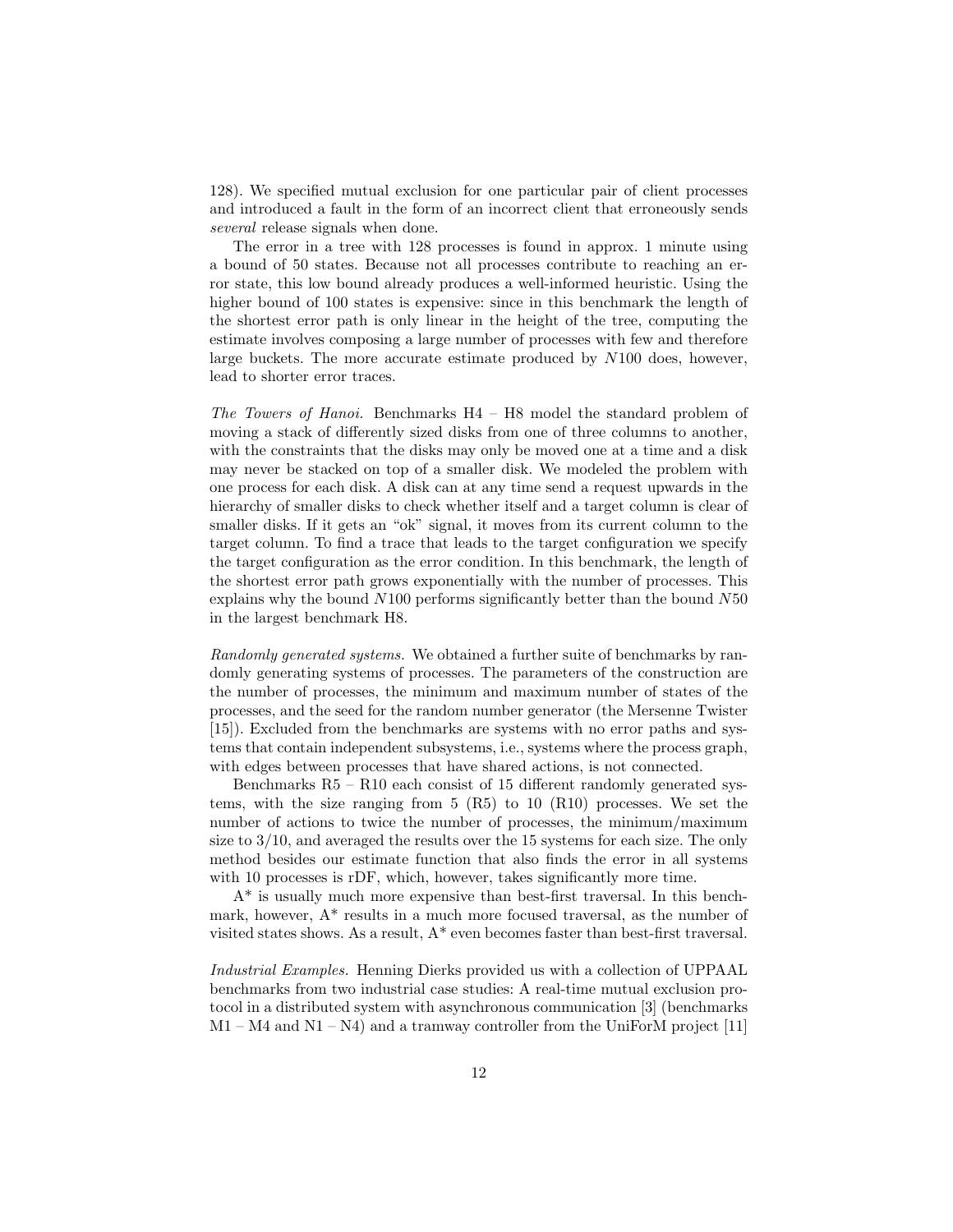128). We specified mutual exclusion for one particular pair of client processes and introduced a fault in the form of an incorrect client that erroneously sends *several* release signals when done.

The error in a tree with 128 processes is found in approx. 1 minute using a bound of 50 states. Because not all processes contribute to reaching an error state, this low bound already produces a well-informed heuristic. Using the higher bound of 100 states is expensive: since in this benchmark the length of the shortest error path is only linear in the height of the tree, computing the estimate involves composing a large number of processes with few and therefore large buckets. The more accurate estimate produced by $N100$ does, however, lead to shorter error traces.

*The Towers of Hanoi.* Benchmarks H4 – H8 model the standard problem of moving a stack of differently sized disks from one of three columns to another, with the constraints that the disks may only be moved one at a time and a disk may never be stacked on top of a smaller disk. We modeled the problem with one process for each disk. A disk can at any time send a request upwards in the hierarchy of smaller disks to check whether itself and a target column is clear of smaller disks. If it gets an "ok" signal, it moves from its current column to the target column. To find a trace that leads to the target configuration we specify the target configuration as the error condition. In this benchmark, the length of the shortest error path grows exponentially with the number of processes. This explains why the bound $N100$ performs significantly better than the bound $N50$ in the largest benchmark H8.

*Randomly generated systems.* We obtained a further suite of benchmarks by randomly generating systems of processes. The parameters of the construction are the number of processes, the minimum and maximum number of states of the processes, and the seed for the random number generator (the Mersenne Twister [15]). Excluded from the benchmarks are systems with no error paths and systems that contain independent subsystems, i.e., systems where the process graph, with edges between processes that have shared actions, is not connected.

Benchmarks R5 – R10 each consist of 15 different randomly generated systems, with the size ranging from 5 (R5) to 10 (R10) processes. We set the number of actions to twice the number of processes, the minimum/maximum size to 3/10, and averaged the results over the 15 systems for each size. The only method besides our estimate function that also finds the error in all systems with 10 processes is rDF, which, however, takes significantly more time.

A* is usually much more expensive than best-first traversal. In this benchmark, however, A* results in a much more focused traversal, as the number of visited states shows. As a result, A* even becomes faster than best-first traversal.

*Industrial Examples.* Henning Dierks provided us with a collection of UPPAAL benchmarks from two industrial case studies: A real-time mutual exclusion protocol in a distributed system with asynchronous communication [3] (benchmarks M1 – M4 and N1 – N4) and a tramway controller from the UniForM project [11]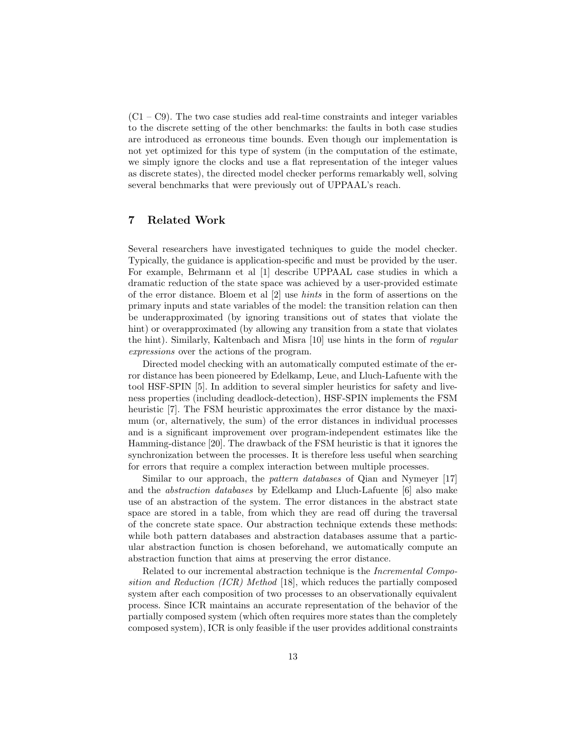(C1 – C9). The two case studies add real-time constraints and integer variables to the discrete setting of the other benchmarks: the faults in both case studies are introduced as erroneous time bounds. Even though our implementation is not yet optimized for this type of system (in the computation of the estimate, we simply ignore the clocks and use a flat representation of the integer values as discrete states), the directed model checker performs remarkably well, solving several benchmarks that were previously out of UPPAAL's reach.

## 7 Related Work

Several researchers have investigated techniques to guide the model checker. Typically, the guidance is application-specific and must be provided by the user. For example, Behrmann et al [1] describe UPPAAL case studies in which a dramatic reduction of the state space was achieved by a user-provided estimate of the error distance. Bloem et al [2] use *hints* in the form of assertions on the primary inputs and state variables of the model: the transition relation can then be underapproximated (by ignoring transitions out of states that violate the hint) or overapproximated (by allowing any transition from a state that violates the hint). Similarly, Kaltenbach and Misra [10] use hints in the form of *regular expressions* over the actions of the program.

Directed model checking with an automatically computed estimate of the error distance has been pioneered by Edelkamp, Leue, and Lluch-Lafuente with the tool HSF-SPIN [5]. In addition to several simpler heuristics for safety and liveness properties (including deadlock-detection), HSF-SPIN implements the FSM heuristic [7]. The FSM heuristic approximates the error distance by the maximum (or, alternatively, the sum) of the error distances in individual processes and is a significant improvement over program-independent estimates like the Hamming-distance [20]. The drawback of the FSM heuristic is that it ignores the synchronization between the processes. It is therefore less useful when searching for errors that require a complex interaction between multiple processes.

Similar to our approach, the *pattern databases* of Qian and Nymeyer [17] and the *abstraction databases* by Edelkamp and Lluch-Lafuente [6] also make use of an abstraction of the system. The error distances in the abstract state space are stored in a table, from which they are read off during the traversal of the concrete state space. Our abstraction technique extends these methods: while both pattern databases and abstraction databases assume that a particular abstraction function is chosen beforehand, we automatically compute an abstraction function that aims at preserving the error distance.

Related to our incremental abstraction technique is the *Incremental Composition and Reduction (ICR) Method* [18], which reduces the partially composed system after each composition of two processes to an observationally equivalent process. Since ICR maintains an accurate representation of the behavior of the partially composed system (which often requires more states than the completely composed system), ICR is only feasible if the user provides additional constraints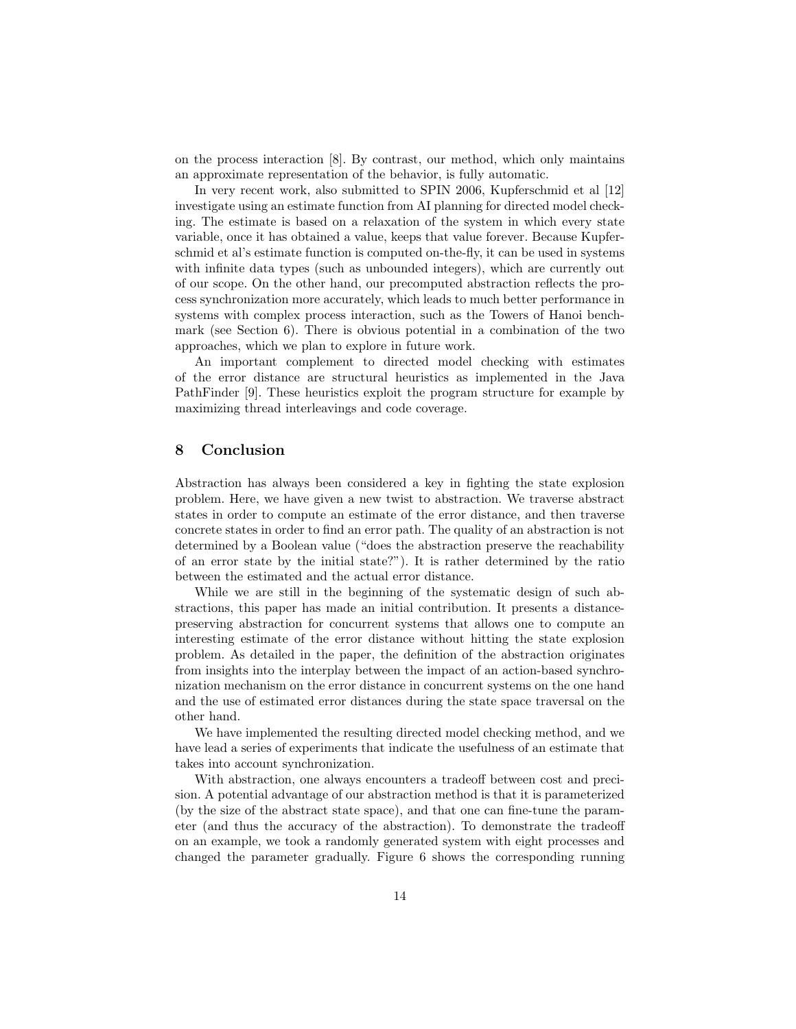on the process interaction [8]. By contrast, our method, which only maintains an approximate representation of the behavior, is fully automatic.

In very recent work, also submitted to SPIN 2006, Kupferschmid et al [12] investigate using an estimate function from AI planning for directed model checking. The estimate is based on a relaxation of the system in which every state variable, once it has obtained a value, keeps that value forever. Because Kupferschmid et al's estimate function is computed on-the-fly, it can be used in systems with infinite data types (such as unbounded integers), which are currently out of our scope. On the other hand, our precomputed abstraction reflects the process synchronization more accurately, which leads to much better performance in systems with complex process interaction, such as the Towers of Hanoi benchmark (see Section 6). There is obvious potential in a combination of the two approaches, which we plan to explore in future work.

An important complement to directed model checking with estimates of the error distance are structural heuristics as implemented in the Java PathFinder [9]. These heuristics exploit the program structure for example by maximizing thread interleavings and code coverage.

## 8 Conclusion

Abstraction has always been considered a key in fighting the state explosion problem. Here, we have given a new twist to abstraction. We traverse abstract states in order to compute an estimate of the error distance, and then traverse concrete states in order to find an error path. The quality of an abstraction is not determined by a Boolean value ("does the abstraction preserve the reachability of an error state by the initial state?"). It is rather determined by the ratio between the estimated and the actual error distance.

While we are still in the beginning of the systematic design of such abstractions, this paper has made an initial contribution. It presents a distance-preserving abstraction for concurrent systems that allows one to compute an interesting estimate of the error distance without hitting the state explosion problem. As detailed in the paper, the definition of the abstraction originates from insights into the interplay between the impact of an action-based synchronization mechanism on the error distance in concurrent systems on the one hand and the use of estimated error distances during the state space traversal on the other hand.

We have implemented the resulting directed model checking method, and we have lead a series of experiments that indicate the usefulness of an estimate that takes into account synchronization.

With abstraction, one always encounters a tradeoff between cost and precision. A potential advantage of our abstraction method is that it is parameterized (by the size of the abstract state space), and that one can fine-tune the parameter (and thus the accuracy of the abstraction). To demonstrate the tradeoff on an example, we took a randomly generated system with eight processes and changed the parameter gradually. Figure 6 shows the corresponding running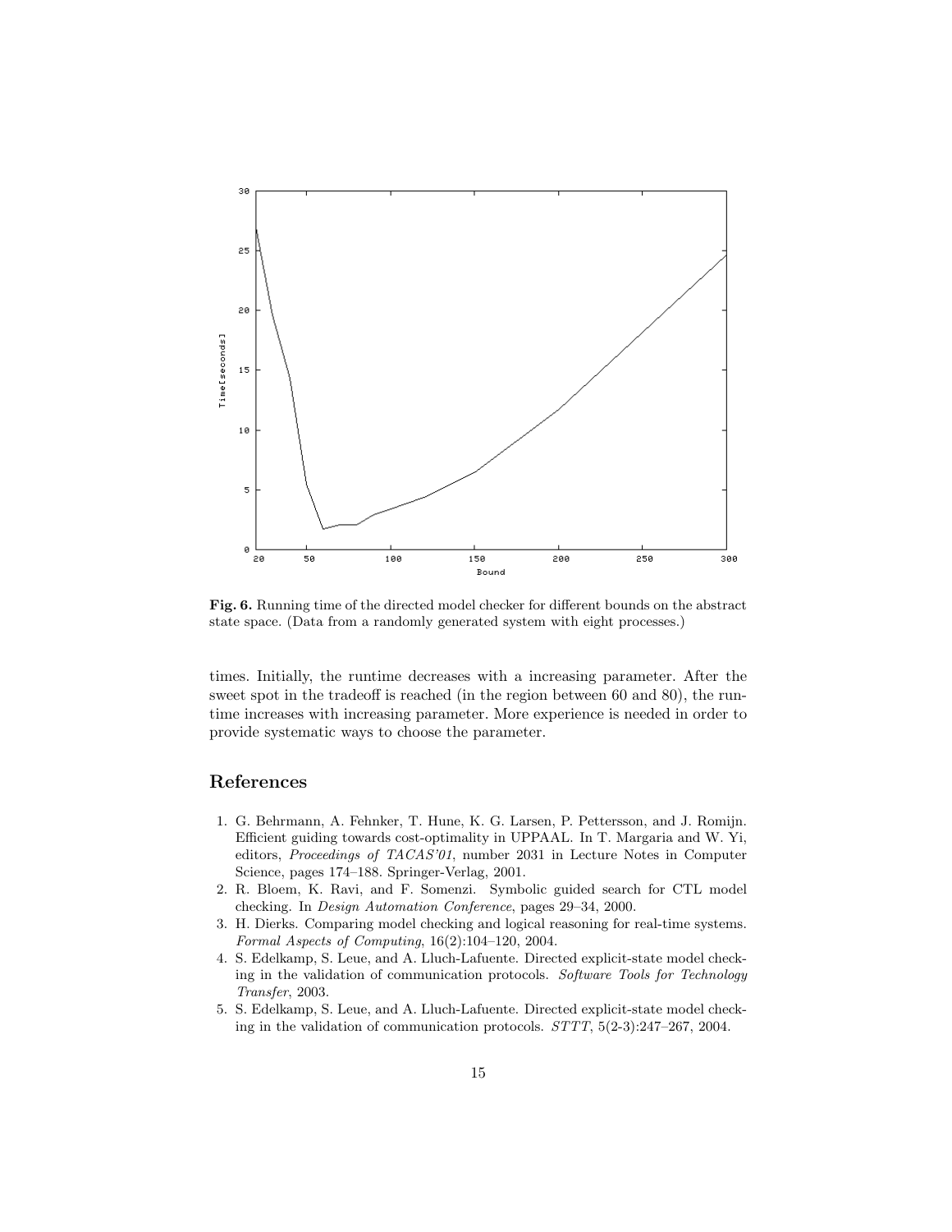**Fig. 6.** Running time of the directed model checker for different bounds on the abstract state space. (Data from a randomly generated system with eight processes.)

times. Initially, the runtime decreases with a increasing parameter. After the sweet spot in the tradeoff is reached (in the region between 60 and 80), the runtime increases with increasing parameter. More experience is needed in order to provide systematic ways to choose the parameter.

## References

1. G. Behrmann, A. Fehnker, T. Hune, K. G. Larsen, P. Pettersson, and J. Romijn. Efficient guiding towards cost-optimality in UPPAAL. In T. Margaria and W. Yi, editors, *Proceedings of TACAS'01*, number 2031 in Lecture Notes in Computer Science, pages 174–188. Springer-Verlag, 2001.
2. R. Bloem, K. Ravi, and F. Somenzi. Symbolic guided search for CTL model checking. In *Design Automation Conference*, pages 29–34, 2000.
3. H. Dierks. Comparing model checking and logical reasoning for real-time systems. *Formal Aspects of Computing*, 16(2):104–120, 2004.
4. S. Edelkamp, S. Leue, and A. Lluch-Lafuente. Directed explicit-state model checking in the validation of communication protocols. *Software Tools for Technology Transfer*, 2003.
5. S. Edelkamp, S. Leue, and A. Lluch-Lafuente. Directed explicit-state model checking in the validation of communication protocols. *STTT*, 5(2-3):247–267, 2004.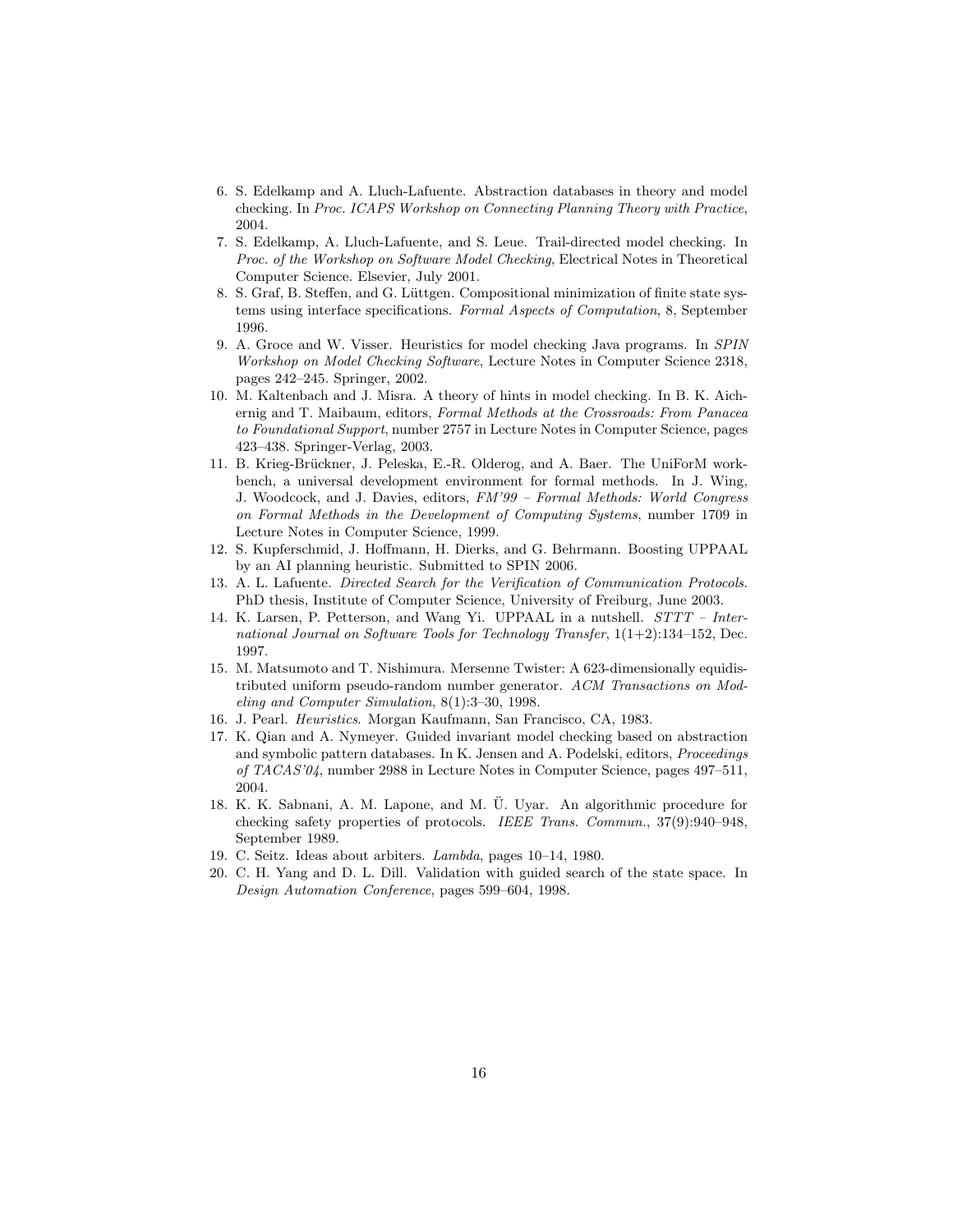6. S. Edelkamp and A. Lluch-Lafuente. Abstraction databases in theory and model checking. In *Proc. ICAPS Workshop on Connecting Planning Theory with Practice*, 2004.
7. S. Edelkamp, A. Lluch-Lafuente, and S. Leue. Trail-directed model checking. In *Proc. of the Workshop on Software Model Checking*, Electrical Notes in Theoretical Computer Science. Elsevier, July 2001.
8. S. Graf, B. Steffen, and G. Lüttgen. Compositional minimization of finite state systems using interface specifications. *Formal Aspects of Computation*, 8, September 1996.
9. A. Groce and W. Visser. Heuristics for model checking Java programs. In *SPIN Workshop on Model Checking Software*, Lecture Notes in Computer Science 2318, pages 242–245. Springer, 2002.
10. M. Kaltenbach and J. Misra. A theory of hints in model checking. In B. K. Aichernig and T. Maibaum, editors, *Formal Methods at the Crossroads: From Panacea to Foundational Support*, number 2757 in Lecture Notes in Computer Science, pages 423–438. Springer-Verlag, 2003.
11. B. Krieg-Brückner, J. Peleska, E.-R. Olderog, and A. Baer. The UniForM workbench, a universal development environment for formal methods. In J. Wing, J. Woodcock, and J. Davies, editors, *FM'99 – Formal Methods: World Congress on Formal Methods in the Development of Computing Systems*, number 1709 in Lecture Notes in Computer Science, 1999.
12. S. Kupferschmid, J. Hoffmann, H. Dierks, and G. Behrmann. Boosting UPPAAL by an AI planning heuristic. Submitted to SPIN 2006.
13. A. L. Lafuente. *Directed Search for the Verification of Communication Protocols*. PhD thesis, Institute of Computer Science, University of Freiburg, June 2003.
14. K. Larsen, P. Petterson, and Wang Yi. UPPAAL in a nutshell. *STTT – International Journal on Software Tools for Technology Transfer*, 1(1+2):134–152, Dec. 1997.
15. M. Matsumoto and T. Nishimura. Mersenne Twister: A 623-dimensionally equidistributed uniform pseudo-random number generator. *ACM Transactions on Modeling and Computer Simulation*, 8(1):3–30, 1998.
16. J. Pearl. *Heuristics*. Morgan Kaufmann, San Francisco, CA, 1983.
17. K. Qian and A. Nymeyer. Guided invariant model checking based on abstraction and symbolic pattern databases. In K. Jensen and A. Podelski, editors, *Proceedings of TACAS'04*, number 2988 in Lecture Notes in Computer Science, pages 497–511, 2004.
18. K. K. Sabnani, A. M. Lapone, and M. Ü. Uyar. An algorithmic procedure for checking safety properties of protocols. *IEEE Trans. Commun.*, 37(9):940–948, September 1989.
19. C. Seitz. Ideas about arbiters. *Lambda*, pages 10–14, 1980.
20. C. H. Yang and D. L. Dill. Validation with guided search of the state space. In *Design Automation Conference*, pages 599–604, 1998.